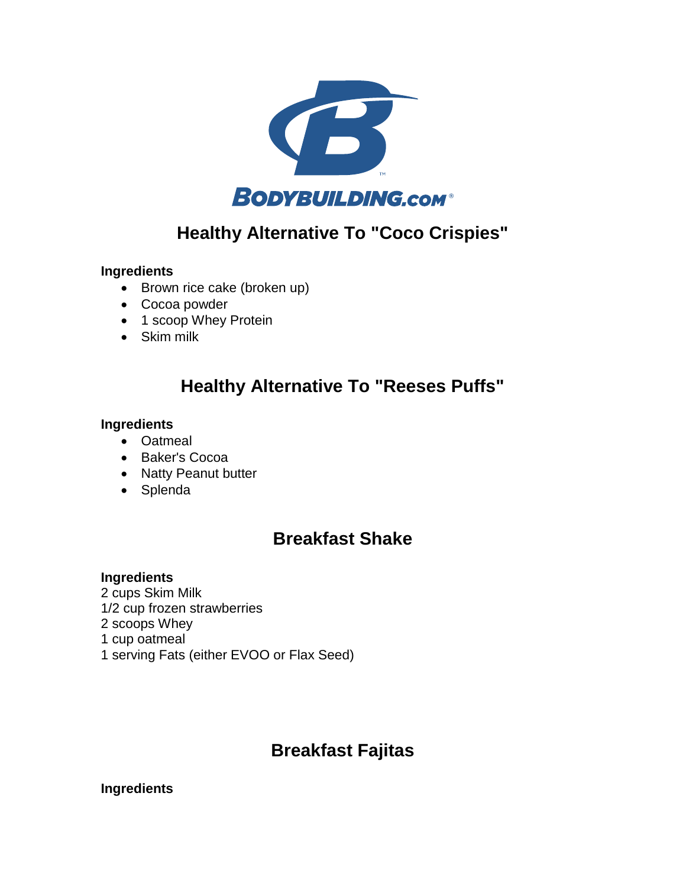BODYBUILDING.COM®

## Healthy Alternative To "Coco Crispies"

**Ingredients**

- Brown rice cake (broken up)
- Cocoa powder
- 1 scoop Whey Protein
- Skim milk

## Healthy Alternative To "Reeses Puffs"

**Ingredients**

- Oatmeal
- Baker's Cocoa
- Natty Peanut butter
- Splenda

## Breakfast Shake

**Ingredients**

2 cups Skim Milk
1/2 cup frozen strawberries
2 scoops Whey
1 cup oatmeal
1 serving Fats (either EVOO or Flax Seed)

## Breakfast Fajitas

**Ingredients**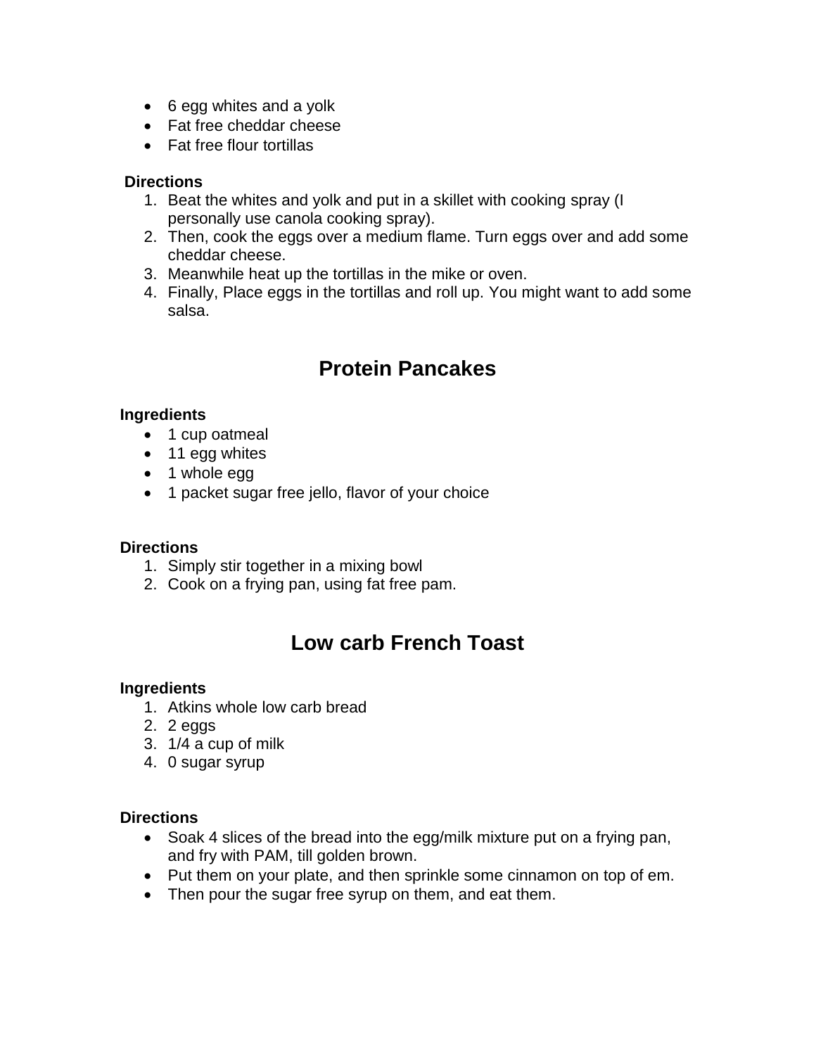- 6 egg whites and a yolk
- Fat free cheddar cheese
- Fat free flour tortillas

**Directions**

1. Beat the whites and yolk and put in a skillet with cooking spray (I personally use canola cooking spray).
2. Then, cook the eggs over a medium flame. Turn eggs over and add some cheddar cheese.
3. Meanwhile heat up the tortillas in the mike or oven.
4. Finally, Place eggs in the tortillas and roll up. You might want to add some salsa.

## Protein Pancakes

**Ingredients**

- 1 cup oatmeal
- 11 egg whites
- 1 whole egg
- 1 packet sugar free jello, flavor of your choice

**Directions**

1. Simply stir together in a mixing bowl
2. Cook on a frying pan, using fat free pam.

## Low carb French Toast

**Ingredients**

1. Atkins whole low carb bread
2. 2 eggs
3. 1/4 a cup of milk
4. 0 sugar syrup

**Directions**

- Soak 4 slices of the bread into the egg/milk mixture put on a frying pan, and fry with PAM, till golden brown.
- Put them on your plate, and then sprinkle some cinnamon on top of em.
- Then pour the sugar free syrup on them, and eat them.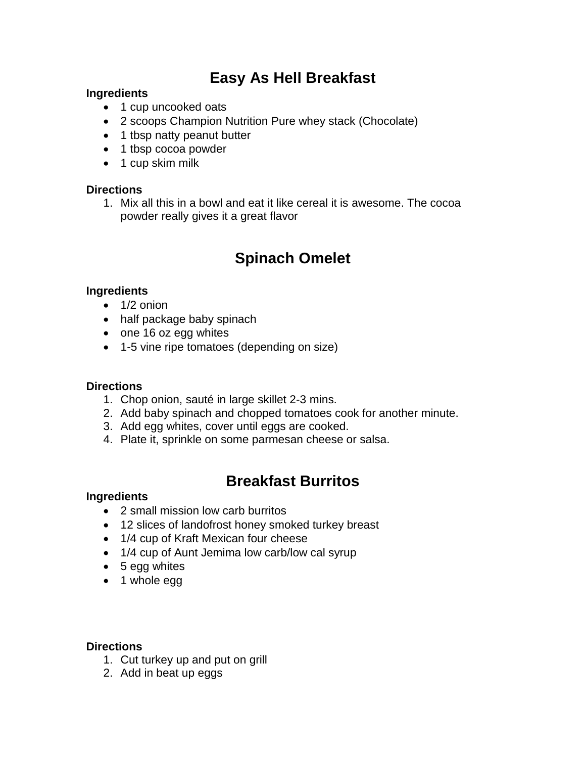# Easy As Hell Breakfast

**Ingredients**

- 1 cup uncooked oats
- 2 scoops Champion Nutrition Pure whey stack (Chocolate)
- 1 tbsp natty peanut butter
- 1 tbsp cocoa powder
- 1 cup skim milk

**Directions**

1. Mix all this in a bowl and eat it like cereal it is awesome. The cocoa powder really gives it a great flavor

# Spinach Omelet

**Ingredients**

- 1/2 onion
- half package baby spinach
- one 16 oz egg whites
- 1-5 vine ripe tomatoes (depending on size)

**Directions**

1. Chop onion, sauté in large skillet 2-3 mins.
2. Add baby spinach and chopped tomatoes cook for another minute.
3. Add egg whites, cover until eggs are cooked.
4. Plate it, sprinkle on some parmesan cheese or salsa.

# Breakfast Burritos

**Ingredients**

- 2 small mission low carb burritos
- 12 slices of landofrost honey smoked turkey breast
- 1/4 cup of Kraft Mexican four cheese
- 1/4 cup of Aunt Jemima low carb/low cal syrup
- 5 egg whites
- 1 whole egg

**Directions**

1. Cut turkey up and put on grill
2. Add in beat up eggs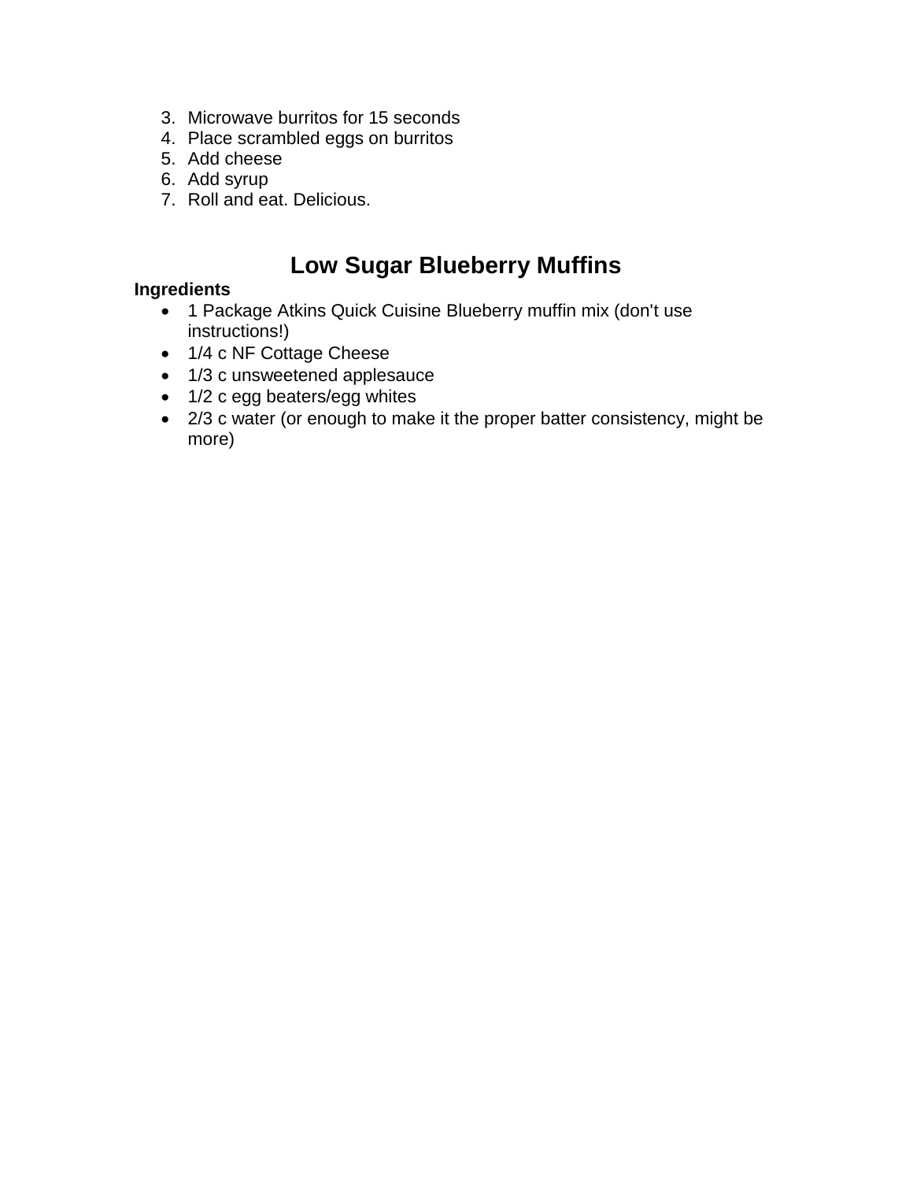3. Microwave burritos for 15 seconds
4. Place scrambled eggs on burritos
5. Add cheese
6. Add syrup
7. Roll and eat. Delicious.

## Low Sugar Blueberry Muffins

**Ingredients**

- 1 Package Atkins Quick Cuisine Blueberry muffin mix (don't use instructions!)
- 1/4 c NF Cottage Cheese
- 1/3 c unsweetened applesauce
- 1/2 c egg beaters/egg whites
- 2/3 c water (or enough to make it the proper batter consistency, might be more)